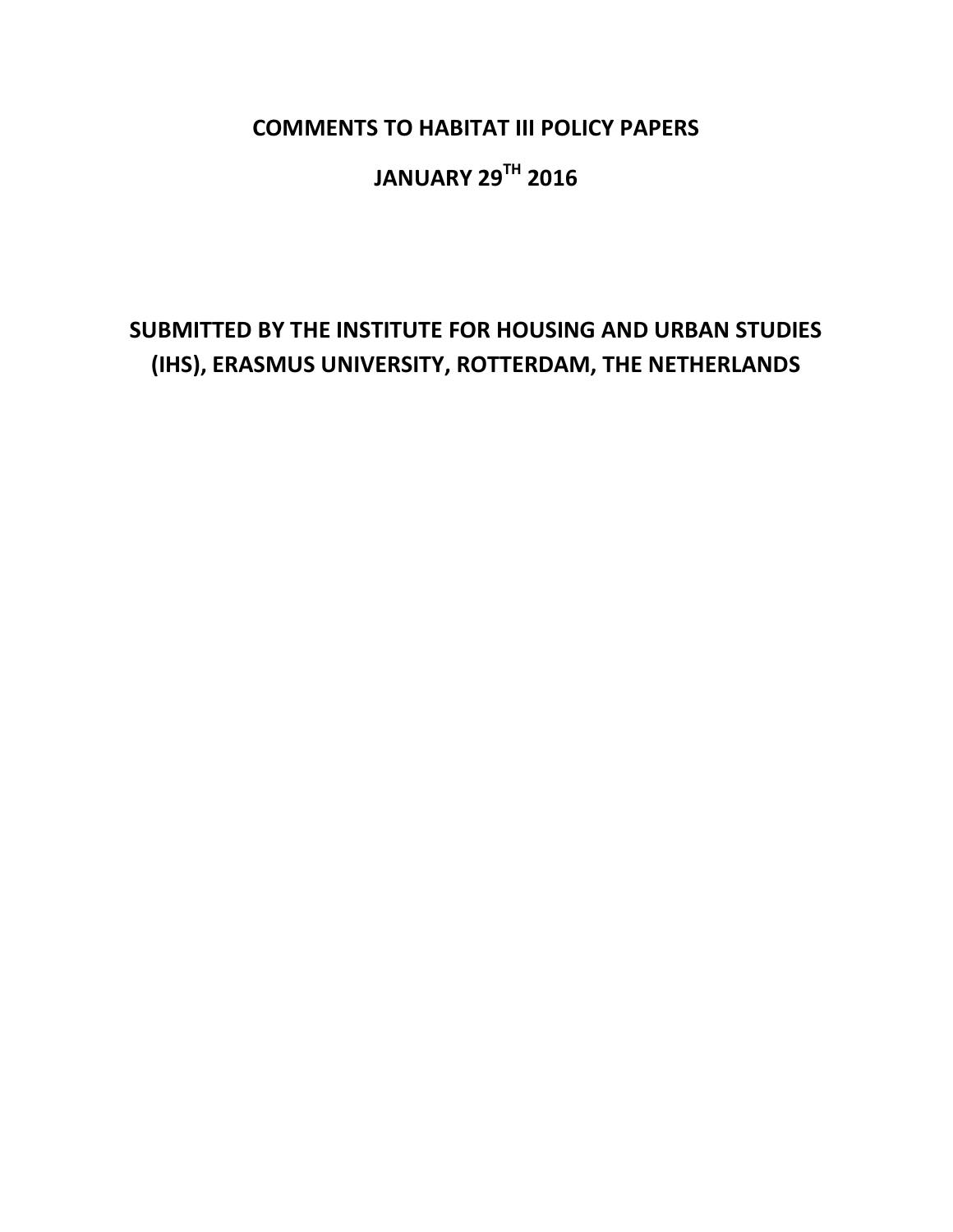# COMMENTS TO HABITAT III POLICY PAPERS

# JANUARY 29TH 2016

## SUBMITTED BY THE INSTITUTE FOR HOUSING AND URBAN STUDIES (IHS), ERASMUS UNIVERSITY, ROTTERDAM, THE NETHERLANDS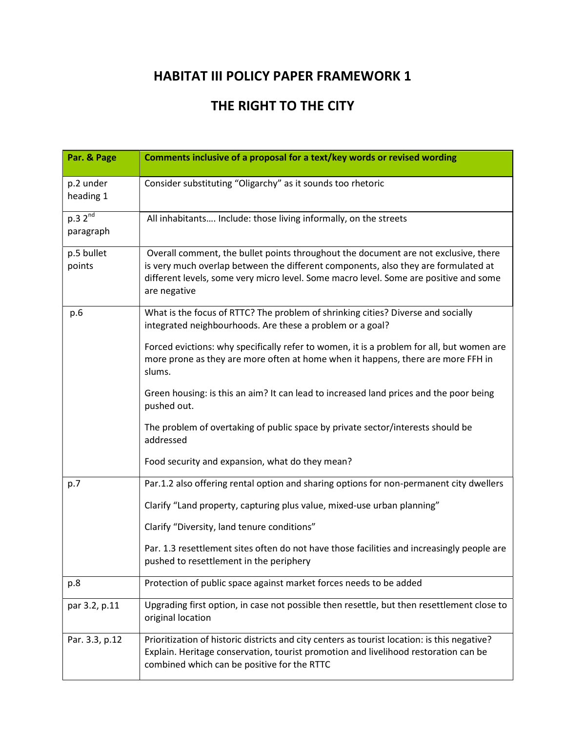# HABITAT III POLICY PAPER FRAMEWORK 1

# THE RIGHT TO THE CITY

| Par. & Page | Comments inclusive of a proposal for a text/key words or revised wording |
|---|---|
| p.2 under heading 1 | Consider substituting "Oligarchy" as it sounds too rhetoric |
| p.3 2nd paragraph | All inhabitants…. Include: those living informally, on the streets |
| p.5 bullet points | Overall comment, the bullet points throughout the document are not exclusive, there is very much overlap between the different components, also they are formulated at different levels, some very micro level. Some macro level. Some are positive and some are negative |
| p.6 | What is the focus of RTTC? The problem of shrinking cities? Diverse and socially integrated neighbourhoods. Are these a problem or a goal?<br><br>Forced evictions: why specifically refer to women, it is a problem for all, but women are more prone as they are more often at home when it happens, there are more FFH in slums.<br><br>Green housing: is this an aim? It can lead to increased land prices and the poor being pushed out.<br><br>The problem of overtaking of public space by private sector/interests should be addressed<br><br>Food security and expansion, what do they mean? |
| p.7 | Par.1.2 also offering rental option and sharing options for non-permanent city dwellers<br><br>Clarify "Land property, capturing plus value, mixed-use urban planning"<br><br>Clarify "Diversity, land tenure conditions"<br><br>Par. 1.3 resettlement sites often do not have those facilities and increasingly people are pushed to resettlement in the periphery |
| p.8 | Protection of public space against market forces needs to be added |
| par 3.2, p.11 | Upgrading first option, in case not possible then resettle, but then resettlement close to original location |
| Par. 3.3, p.12 | Prioritization of historic districts and city centers as tourist location: is this negative? Explain. Heritage conservation, tourist promotion and livelihood restoration can be combined which can be positive for the RTTC |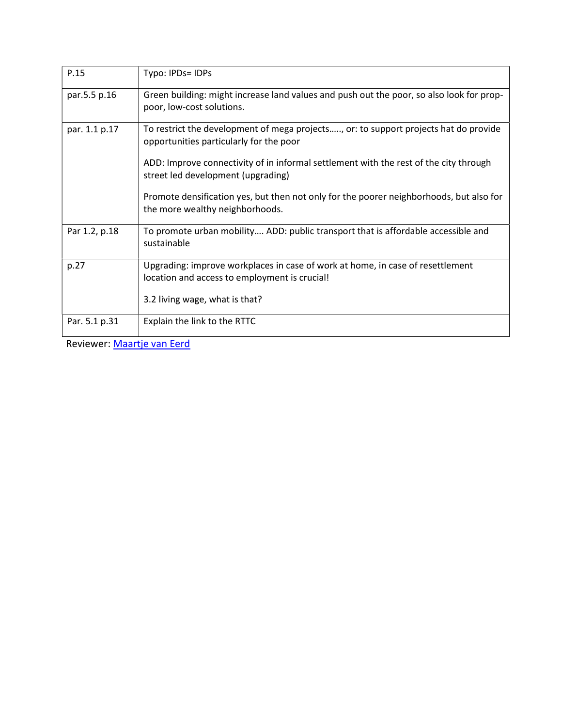| | |
|---|---|
| P.15 | Typo: IPDs= IDPs |
| par.5.5 p.16 | Green building: might increase land values and push out the poor, so also look for prop-poor, low-cost solutions. |
| par. 1.1 p.17 | To restrict the development of mega projects….., or: to support projects hat do provide opportunities particularly for the poor<br><br>ADD: Improve connectivity of in informal settlement with the rest of the city through street led development (upgrading)<br><br>Promote densification yes, but then not only for the poorer neighborhoods, but also for the more wealthy neighborhoods. |
| Par 1.2, p.18 | To promote urban mobility…. ADD: public transport that is affordable accessible and sustainable |
| p.27 | Upgrading: improve workplaces in case of work at home, in case of resettlement location and access to employment is crucial!<br><br>3.2 living wage, what is that? |
| Par. 5.1 p.31 | Explain the link to the RTTC |

Reviewer: Maartje van Eerd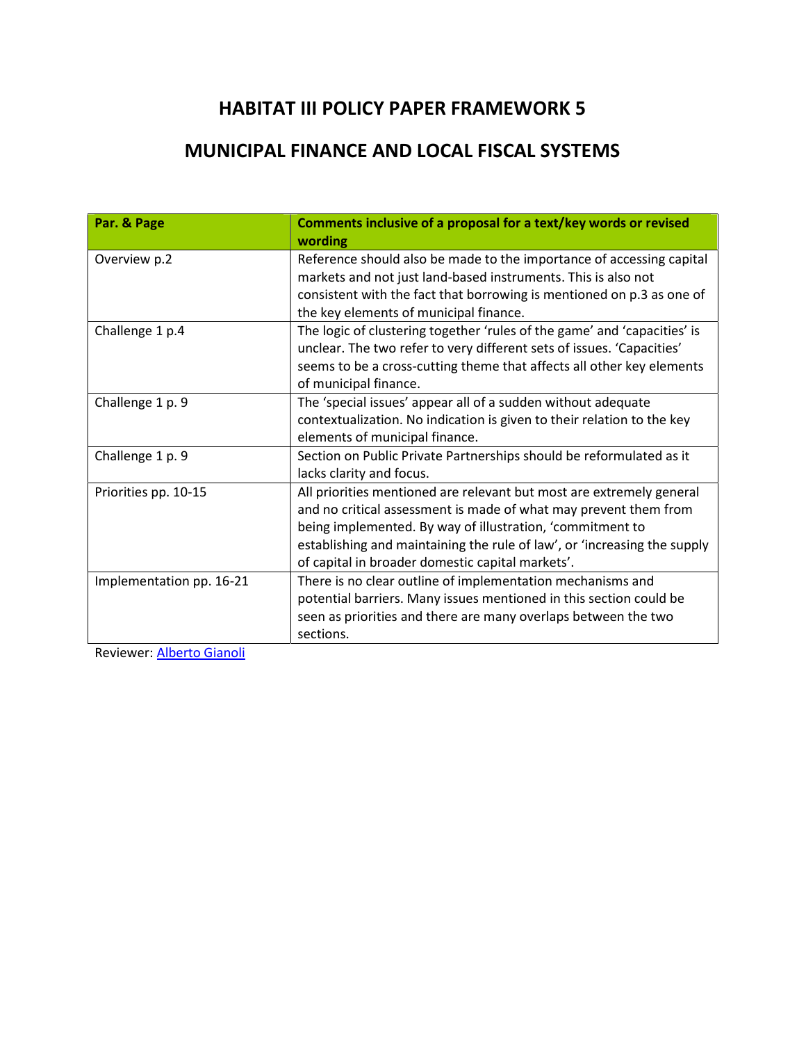# HABITAT III POLICY PAPER FRAMEWORK 5

# MUNICIPAL FINANCE AND LOCAL FISCAL SYSTEMS

| Par. & Page | Comments inclusive of a proposal for a text/key words or revised wording |
|---|---|
| Overview p.2 | Reference should also be made to the importance of accessing capital markets and not just land-based instruments. This is also not consistent with the fact that borrowing is mentioned on p.3 as one of the key elements of municipal finance. |
| Challenge 1 p.4 | The logic of clustering together 'rules of the game' and 'capacities' is unclear. The two refer to very different sets of issues. 'Capacities' seems to be a cross-cutting theme that affects all other key elements of municipal finance. |
| Challenge 1 p. 9 | The 'special issues' appear all of a sudden without adequate contextualization. No indication is given to their relation to the key elements of municipal finance. |
| Challenge 1 p. 9 | Section on Public Private Partnerships should be reformulated as it lacks clarity and focus. |
| Priorities pp. 10-15 | All priorities mentioned are relevant but most are extremely general and no critical assessment is made of what may prevent them from being implemented. By way of illustration, 'commitment to establishing and maintaining the rule of law', or 'increasing the supply of capital in broader domestic capital markets'. |
| Implementation pp. 16-21 | There is no clear outline of implementation mechanisms and potential barriers. Many issues mentioned in this section could be seen as priorities and there are many overlaps between the two sections. |

Reviewer: Alberto Gianoli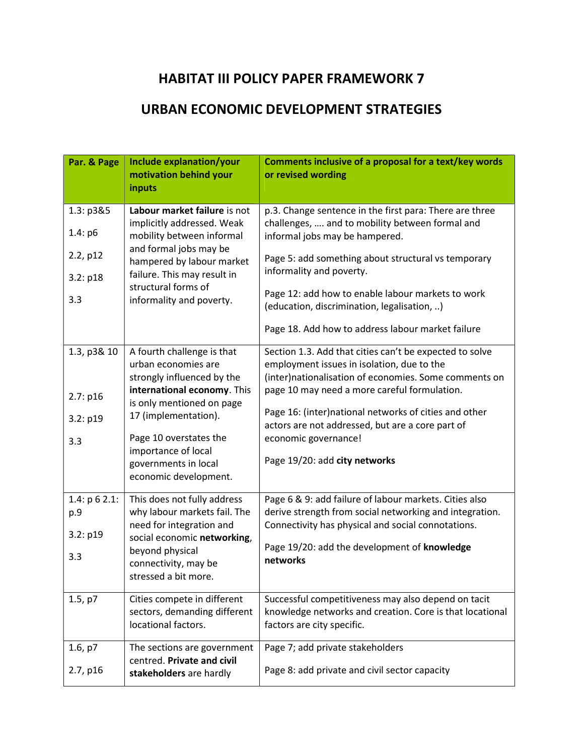# HABITAT III POLICY PAPER FRAMEWORK 7

# URBAN ECONOMIC DEVELOPMENT STRATEGIES

| Par. & Page | Include explanation/your motivation behind your inputs | Comments inclusive of a proposal for a text/key words or revised wording |
|---|---|---|
| 1.3: p3&5<br><br>1.4: p6<br><br>2.2, p12<br><br>3.2: p18<br><br>3.3 | **Labour market failure** is not implicitly addressed. Weak mobility between informal and formal jobs may be hampered by labour market failure. This may result in structural forms of informality and poverty. | p.3. Change sentence in the first para: There are three challenges, …. and to mobility between formal and informal jobs may be hampered.<br><br>Page 5: add something about structural vs temporary informality and poverty.<br><br>Page 12: add how to enable labour markets to work (education, discrimination, legalisation, ..)<br><br>Page 18. Add how to address labour market failure |
| 1.3, p3& 10<br><br>2.7: p16<br><br>3.2: p19<br><br>3.3 | A fourth challenge is that urban economies are strongly influenced by the **international economy**. This is only mentioned on page 17 (implementation).<br><br>Page 10 overstates the importance of local governments in local economic development. | Section 1.3. Add that cities can't be expected to solve employment issues in isolation, due to the (inter)nationalisation of economies. Some comments on page 10 may need a more careful formulation.<br><br>Page 16: (inter)national networks of cities and other actors are not addressed, but are a core part of economic governance!<br><br>Page 19/20: add **city networks** |
| 1.4: p 6 2.1: p.9<br><br>3.2: p19<br><br>3.3 | This does not fully address why labour markets fail. The need for integration and social economic **networking**, beyond physical connectivity, may be stressed a bit more. | Page 6 & 9: add failure of labour markets. Cities also derive strength from social networking and integration. Connectivity has physical and social connotations.<br><br>Page 19/20: add the development of **knowledge networks** |
| 1.5, p7 | Cities compete in different sectors, demanding different locational factors. | Successful competitiveness may also depend on tacit knowledge networks and creation. Core is that locational factors are city specific. |
| 1.6, p7<br><br>2.7, p16 | The sections are government centred. **Private and civil stakeholders** are hardly | Page 7; add private stakeholders<br><br>Page 8: add private and civil sector capacity |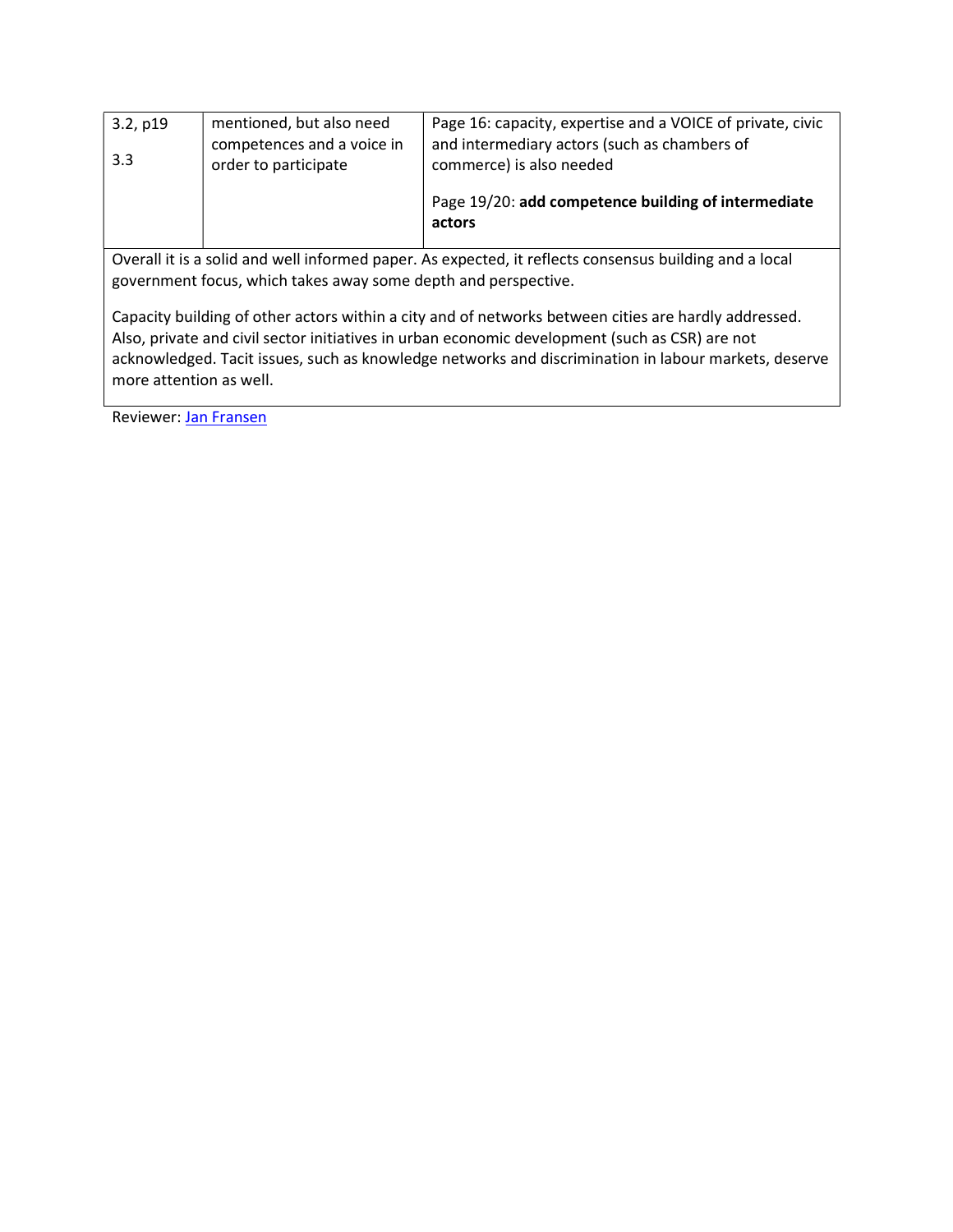| 3.2, p19<br><br>3.3 | mentioned, but also need competences and a voice in order to participate | Page 16: capacity, expertise and a VOICE of private, civic and intermediary actors (such as chambers of commerce) is also needed<br><br>Page 19/20: **add competence building of intermediate actors** |
|---|---|---|

Overall it is a solid and well informed paper. As expected, it reflects consensus building and a local government focus, which takes away some depth and perspective.

Capacity building of other actors within a city and of networks between cities are hardly addressed. Also, private and civil sector initiatives in urban economic development (such as CSR) are not acknowledged. Tacit issues, such as knowledge networks and discrimination in labour markets, deserve more attention as well.

Reviewer: Jan Fransen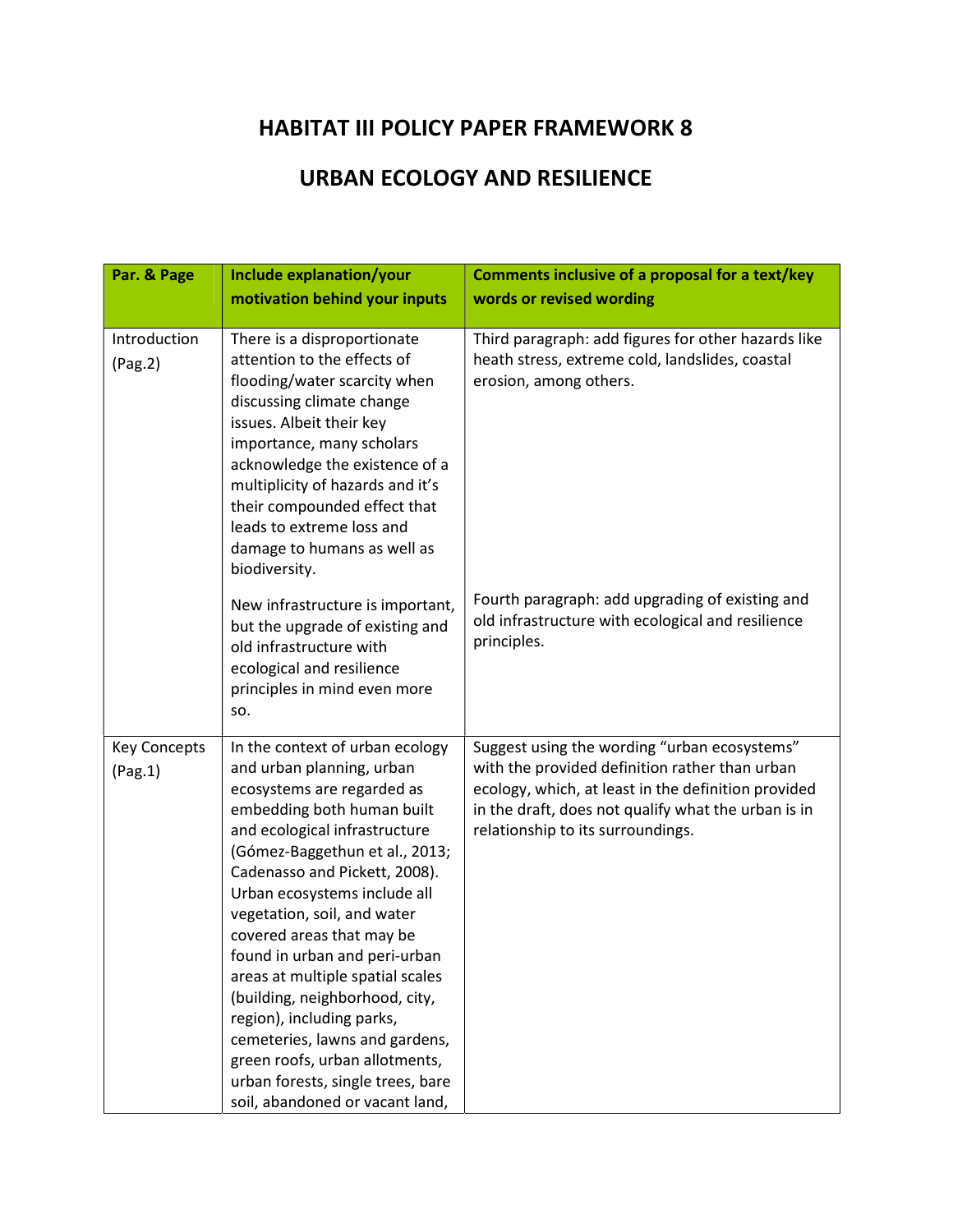# HABITAT III POLICY PAPER FRAMEWORK 8

# URBAN ECOLOGY AND RESILIENCE

| Par. & Page | Include explanation/your motivation behind your inputs | Comments inclusive of a proposal for a text/key words or revised wording |
|---|---|---|
| Introduction (Pag.2) | There is a disproportionate attention to the effects of flooding/water scarcity when discussing climate change issues. Albeit their key importance, many scholars acknowledge the existence of a multiplicity of hazards and it's their compounded effect that leads to extreme loss and damage to humans as well as biodiversity.<br><br>New infrastructure is important, but the upgrade of existing and old infrastructure with ecological and resilience principles in mind even more so. | Third paragraph: add figures for other hazards like heath stress, extreme cold, landslides, coastal erosion, among others.<br><br>Fourth paragraph: add upgrading of existing and old infrastructure with ecological and resilience principles. |
| Key Concepts (Pag.1) | In the context of urban ecology and urban planning, urban ecosystems are regarded as embedding both human built and ecological infrastructure (Gómez-Baggethun et al., 2013; Cadenasso and Pickett, 2008). Urban ecosystems include all vegetation, soil, and water covered areas that may be found in urban and peri-urban areas at multiple spatial scales (building, neighborhood, city, region), including parks, cemeteries, lawns and gardens, green roofs, urban allotments, urban forests, single trees, bare soil, abandoned or vacant land, | Suggest using the wording "urban ecosystems" with the provided definition rather than urban ecology, which, at least in the definition provided in the draft, does not qualify what the urban is in relationship to its surroundings. |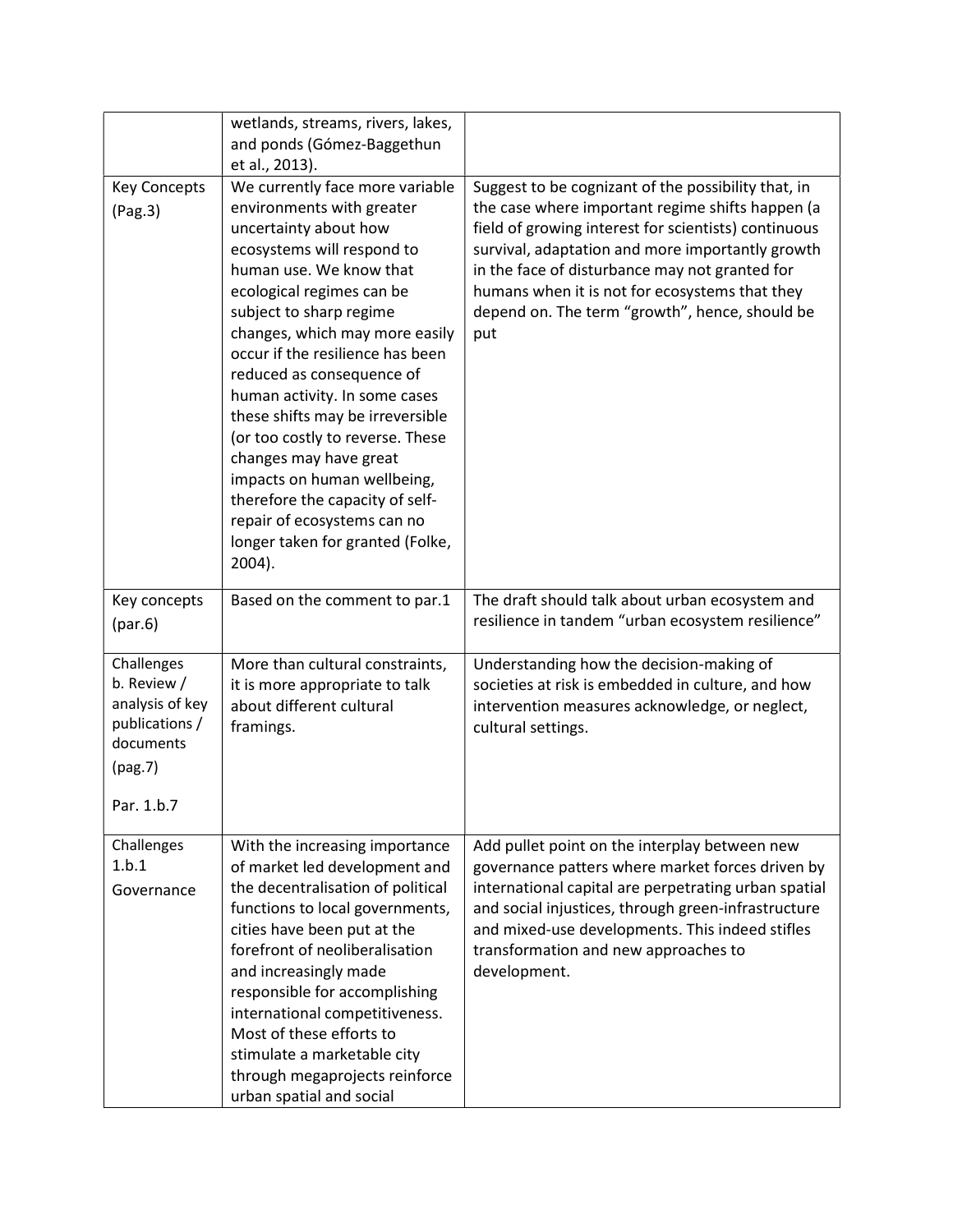| | | |
|---|---|---|
| | wetlands, streams, rivers, lakes, and ponds (Gómez-Baggethun et al., 2013). | |
| Key Concepts (Pag.3) | We currently face more variable environments with greater uncertainty about how ecosystems will respond to human use. We know that ecological regimes can be subject to sharp regime changes, which may more easily occur if the resilience has been reduced as consequence of human activity. In some cases these shifts may be irreversible (or too costly to reverse. These changes may have great impacts on human wellbeing, therefore the capacity of self-repair of ecosystems can no longer taken for granted (Folke, 2004). | Suggest to be cognizant of the possibility that, in the case where important regime shifts happen (a field of growing interest for scientists) continuous survival, adaptation and more importantly growth in the face of disturbance may not granted for humans when it is not for ecosystems that they depend on. The term "growth", hence, should be put |
| Key concepts (par.6) | Based on the comment to par.1 | The draft should talk about urban ecosystem and resilience in tandem "urban ecosystem resilience" |
| Challenges b. Review / analysis of key publications / documents (pag.7) Par. 1.b.7 | More than cultural constraints, it is more appropriate to talk about different cultural framings. | Understanding how the decision-making of societies at risk is embedded in culture, and how intervention measures acknowledge, or neglect, cultural settings. |
| Challenges 1.b.1 Governance | With the increasing importance of market led development and the decentralisation of political functions to local governments, cities have been put at the forefront of neoliberalisation and increasingly made responsible for accomplishing international competitiveness. Most of these efforts to stimulate a marketable city through megaprojects reinforce urban spatial and social | Add pullet point on the interplay between new governance patters where market forces driven by international capital are perpetrating urban spatial and social injustices, through green-infrastructure and mixed-use developments. This indeed stifles transformation and new approaches to development. |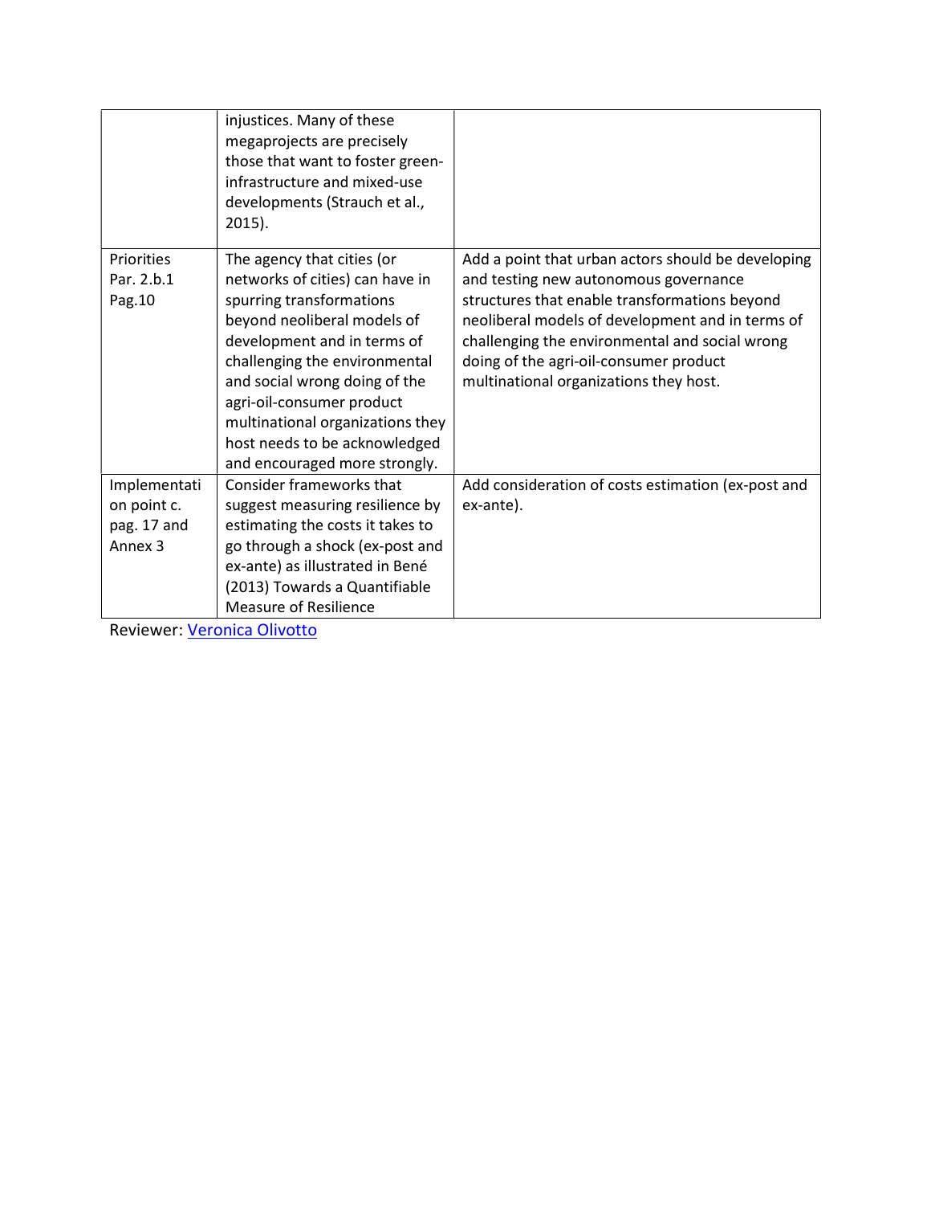| | | |
|---|---|---|
| | injustices. Many of these megaprojects are precisely those that want to foster green-infrastructure and mixed-use developments (Strauch et al., 2015). | |
| Priorities Par. 2.b.1 Pag.10 | The agency that cities (or networks of cities) can have in spurring transformations beyond neoliberal models of development and in terms of challenging the environmental and social wrong doing of the agri-oil-consumer product multinational organizations they host needs to be acknowledged and encouraged more strongly. | Add a point that urban actors should be developing and testing new autonomous governance structures that enable transformations beyond neoliberal models of development and in terms of challenging the environmental and social wrong doing of the agri-oil-consumer product multinational organizations they host. |
| Implementation point c. pag. 17 and Annex 3 | Consider frameworks that suggest measuring resilience by estimating the costs it takes to go through a shock (ex-post and ex-ante) as illustrated in Bené (2013) Towards a Quantifiable Measure of Resilience | Add consideration of costs estimation (ex-post and ex-ante). |

Reviewer: Veronica Olivotto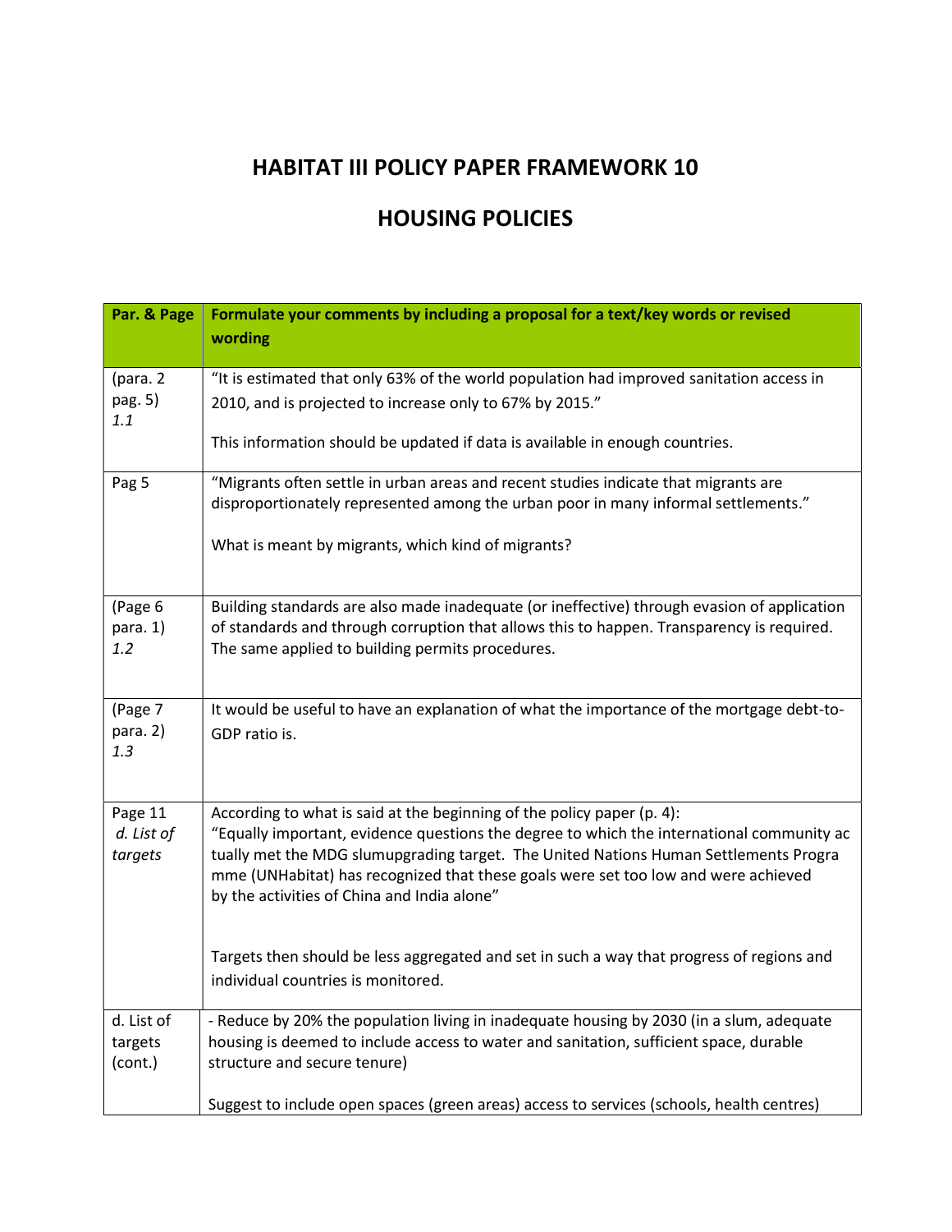# HABITAT III POLICY PAPER FRAMEWORK 10

# HOUSING POLICIES

| Par. & Page | Formulate your comments by including a proposal for a text/key words or revised wording |
|---|---|
| (para. 2 pag. 5) *1.1* | "It is estimated that only 63% of the world population had improved sanitation access in 2010, and is projected to increase only to 67% by 2015."<br><br>This information should be updated if data is available in enough countries. |
| Pag 5 | "Migrants often settle in urban areas and recent studies indicate that migrants are disproportionately represented among the urban poor in many informal settlements."<br><br>What is meant by migrants, which kind of migrants? |
| (Page 6 para. 1) *1.2* | Building standards are also made inadequate (or ineffective) through evasion of application of standards and through corruption that allows this to happen. Transparency is required. The same applied to building permits procedures. |
| (Page 7 para. 2) *1.3* | It would be useful to have an explanation of what the importance of the mortgage debt-to-GDP ratio is. |
| Page 11 *d. List of targets* | According to what is said at the beginning of the policy paper (p. 4):<br>"Equally important, evidence questions the degree to which the international community ac tually met the MDG slumupgrading target. The United Nations Human Settlements Progra mme (UNHabitat) has recognized that these goals were set too low and were achieved by the activities of China and India alone"<br><br>Targets then should be less aggregated and set in such a way that progress of regions and individual countries is monitored. |
| d. List of targets (cont.) | - Reduce by 20% the population living in inadequate housing by 2030 (in a slum, adequate housing is deemed to include access to water and sanitation, sufficient space, durable structure and secure tenure)<br><br>Suggest to include open spaces (green areas) access to services (schools, health centres) |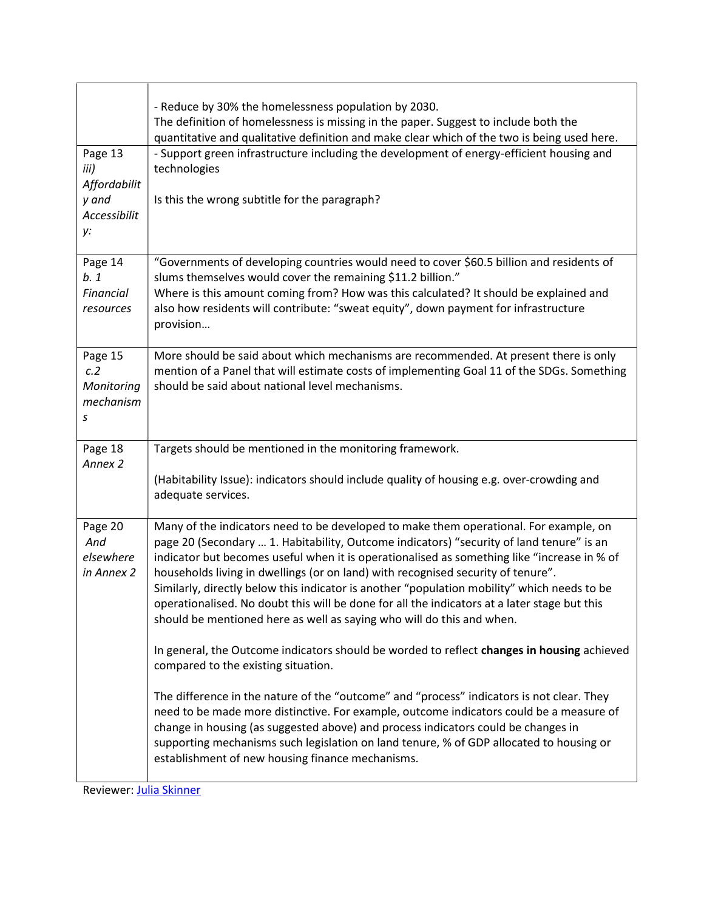| | |
|---|---|
| | - Reduce by 30% the homelessness population by 2030.<br>The definition of homelessness is missing in the paper. Suggest to include both the quantitative and qualitative definition and make clear which of the two is being used here. |
| Page 13<br>*iii) Affordability and Accessibility:* | - Support green infrastructure including the development of energy-efficient housing and technologies<br><br>Is this the wrong subtitle for the paragraph? |
| Page 14<br>*b. 1 Financial resources* | "Governments of developing countries would need to cover \$60.5 billion and residents of slums themselves would cover the remaining \$11.2 billion."<br>Where is this amount coming from? How was this calculated? It should be explained and also how residents will contribute: "sweat equity", down payment for infrastructure provision… |
| Page 15<br>*c.2 Monitoring mechanisms* | More should be said about which mechanisms are recommended. At present there is only mention of a Panel that will estimate costs of implementing Goal 11 of the SDGs. Something should be said about national level mechanisms. |
| Page 18<br>*Annex 2* | Targets should be mentioned in the monitoring framework.<br><br>(Habitability Issue): indicators should include quality of housing e.g. over-crowding and adequate services. |
| Page 20<br>*And elsewhere in Annex 2* | Many of the indicators need to be developed to make them operational. For example, on page 20 (Secondary … 1. Habitability, Outcome indicators) "security of land tenure" is an indicator but becomes useful when it is operationalised as something like "increase in % of households living in dwellings (or on land) with recognised security of tenure".<br>Similarly, directly below this indicator is another "population mobility" which needs to be operationalised. No doubt this will be done for all the indicators at a later stage but this should be mentioned here as well as saying who will do this and when.<br><br>In general, the Outcome indicators should be worded to reflect **changes in housing** achieved compared to the existing situation.<br><br>The difference in the nature of the "outcome" and "process" indicators is not clear. They need to be made more distinctive. For example, outcome indicators could be a measure of change in housing (as suggested above) and process indicators could be changes in supporting mechanisms such legislation on land tenure, % of GDP allocated to housing or establishment of new housing finance mechanisms. |

Reviewer: Julia Skinner